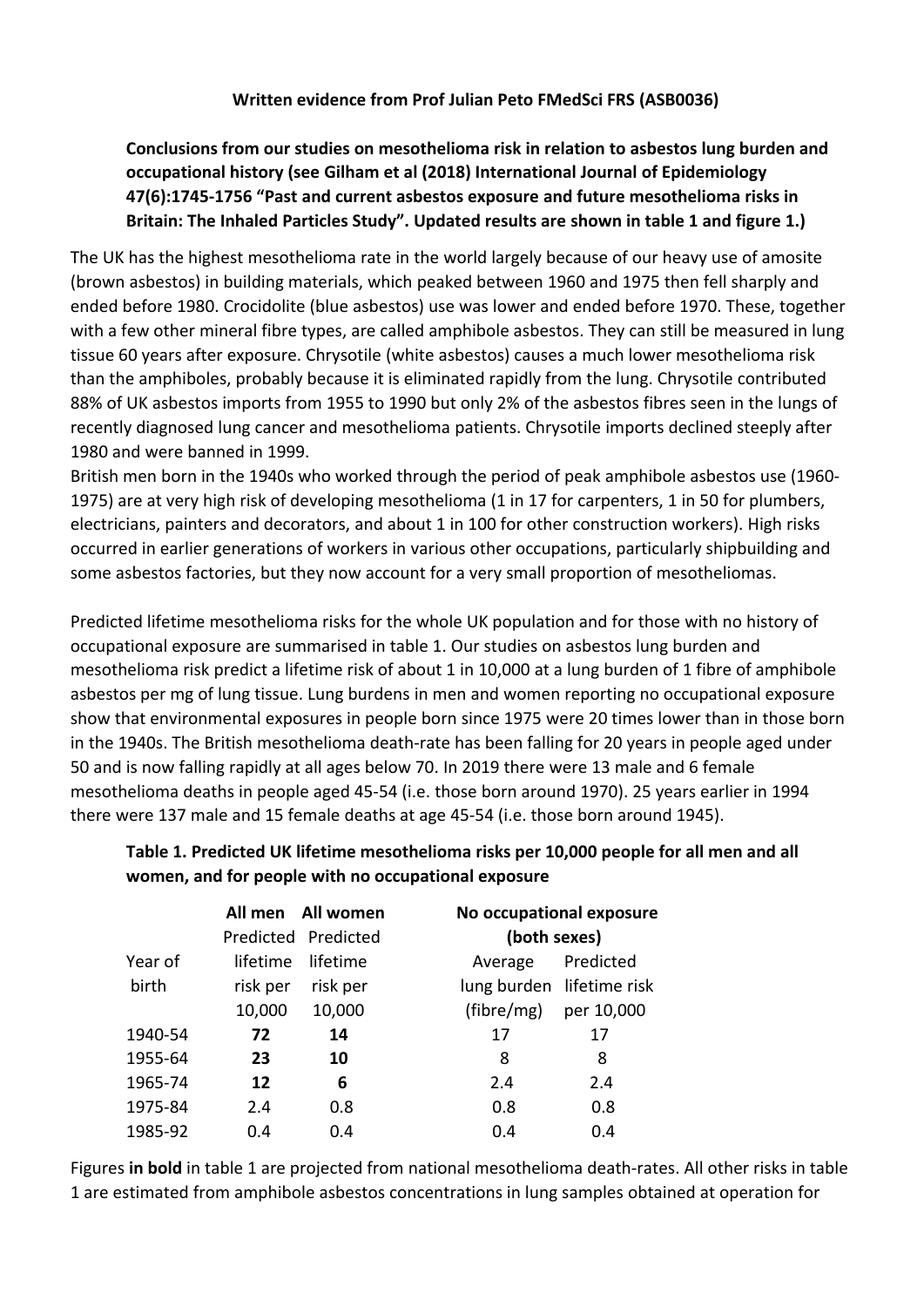**Written evidence from Prof Julian Peto FMedSci FRS (ASB0036)**

**Conclusions from our studies on mesothelioma risk in relation to asbestos lung burden and occupational history (see Gilham et al (2018) International Journal of Epidemiology 47(6):1745-1756 "Past and current asbestos exposure and future mesothelioma risks in Britain: The Inhaled Particles Study". Updated results are shown in table 1 and figure 1.)**

The UK has the highest mesothelioma rate in the world largely because of our heavy use of amosite (brown asbestos) in building materials, which peaked between 1960 and 1975 then fell sharply and ended before 1980. Crocidolite (blue asbestos) use was lower and ended before 1970. These, together with a few other mineral fibre types, are called amphibole asbestos. They can still be measured in lung tissue 60 years after exposure. Chrysotile (white asbestos) causes a much lower mesothelioma risk than the amphiboles, probably because it is eliminated rapidly from the lung. Chrysotile contributed 88% of UK asbestos imports from 1955 to 1990 but only 2% of the asbestos fibres seen in the lungs of recently diagnosed lung cancer and mesothelioma patients. Chrysotile imports declined steeply after 1980 and were banned in 1999.

British men born in the 1940s who worked through the period of peak amphibole asbestos use (1960-1975) are at very high risk of developing mesothelioma (1 in 17 for carpenters, 1 in 50 for plumbers, electricians, painters and decorators, and about 1 in 100 for other construction workers). High risks occurred in earlier generations of workers in various other occupations, particularly shipbuilding and some asbestos factories, but they now account for a very small proportion of mesotheliomas.

Predicted lifetime mesothelioma risks for the whole UK population and for those with no history of occupational exposure are summarised in table 1. Our studies on asbestos lung burden and mesothelioma risk predict a lifetime risk of about 1 in 10,000 at a lung burden of 1 fibre of amphibole asbestos per mg of lung tissue. Lung burdens in men and women reporting no occupational exposure show that environmental exposures in people born since 1975 were 20 times lower than in those born in the 1940s. The British mesothelioma death-rate has been falling for 20 years in people aged under 50 and is now falling rapidly at all ages below 70. In 2019 there were 13 male and 6 female mesothelioma deaths in people aged 45-54 (i.e. those born around 1970). 25 years earlier in 1994 there were 137 male and 15 female deaths at age 45-54 (i.e. those born around 1945).

**Table 1. Predicted UK lifetime mesothelioma risks per 10,000 people for all men and all women, and for people with no occupational exposure**

| | All men | All women | No occupational exposure (both sexes) | |
|---|---|---|---|---|
| Year of birth | Predicted lifetime risk per 10,000 | Predicted lifetime risk per 10,000 | Average lung burden (fibre/mg) | Predicted lifetime risk per 10,000 |
| 1940-54 | **72** | **14** | 17 | 17 |
| 1955-64 | **23** | **10** | 8 | 8 |
| 1965-74 | **12** | **6** | 2.4 | 2.4 |
| 1975-84 | 2.4 | 0.8 | 0.8 | 0.8 |
| 1985-92 | 0.4 | 0.4 | 0.4 | 0.4 |

Figures **in bold** in table 1 are projected from national mesothelioma death-rates. All other risks in table 1 are estimated from amphibole asbestos concentrations in lung samples obtained at operation for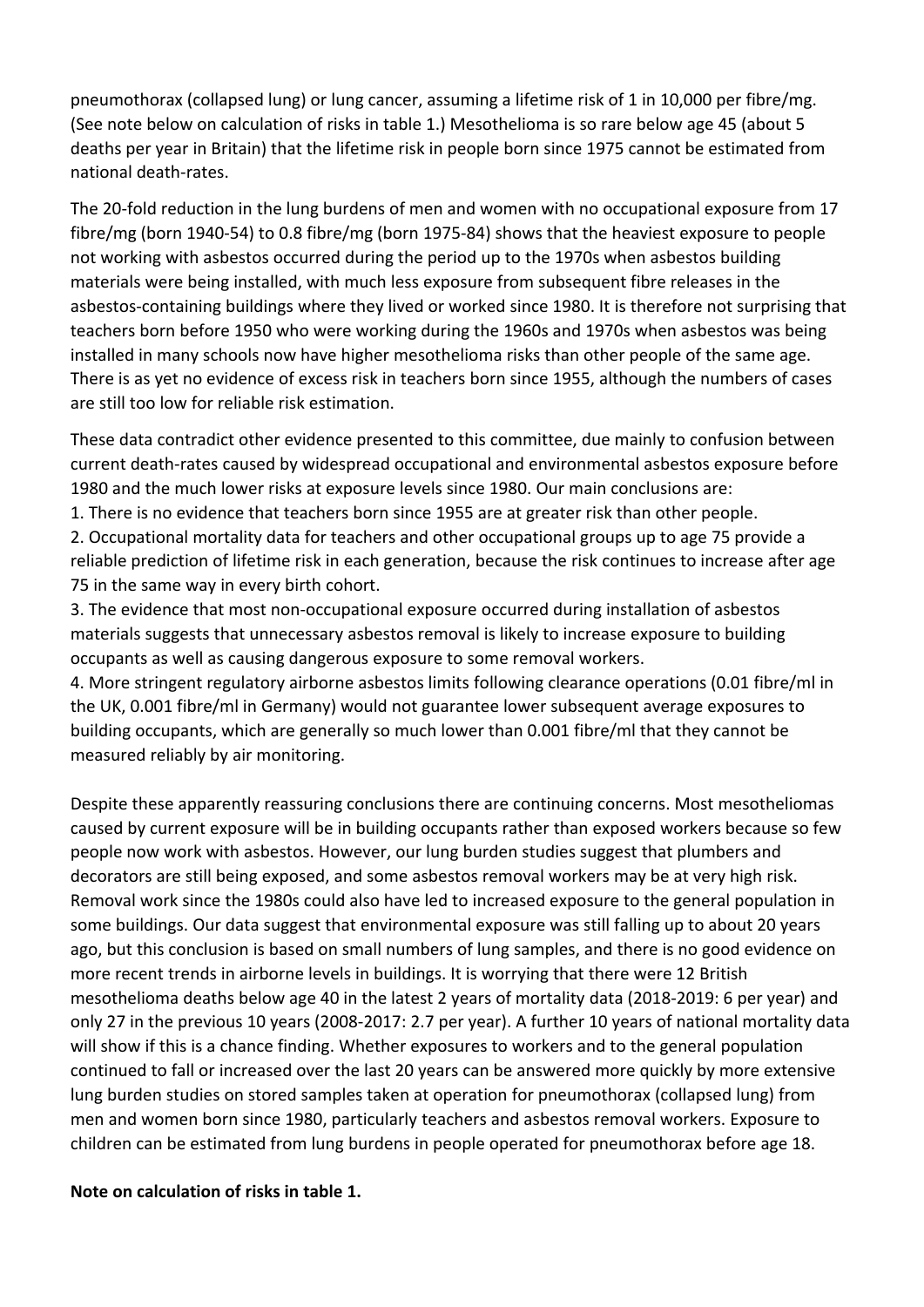pneumothorax (collapsed lung) or lung cancer, assuming a lifetime risk of 1 in 10,000 per fibre/mg. (See note below on calculation of risks in table 1.) Mesothelioma is so rare below age 45 (about 5 deaths per year in Britain) that the lifetime risk in people born since 1975 cannot be estimated from national death-rates.

The 20-fold reduction in the lung burdens of men and women with no occupational exposure from 17 fibre/mg (born 1940-54) to 0.8 fibre/mg (born 1975-84) shows that the heaviest exposure to people not working with asbestos occurred during the period up to the 1970s when asbestos building materials were being installed, with much less exposure from subsequent fibre releases in the asbestos-containing buildings where they lived or worked since 1980. It is therefore not surprising that teachers born before 1950 who were working during the 1960s and 1970s when asbestos was being installed in many schools now have higher mesothelioma risks than other people of the same age. There is as yet no evidence of excess risk in teachers born since 1955, although the numbers of cases are still too low for reliable risk estimation.

These data contradict other evidence presented to this committee, due mainly to confusion between current death-rates caused by widespread occupational and environmental asbestos exposure before 1980 and the much lower risks at exposure levels since 1980. Our main conclusions are:

1. There is no evidence that teachers born since 1955 are at greater risk than other people.
2. Occupational mortality data for teachers and other occupational groups up to age 75 provide a reliable prediction of lifetime risk in each generation, because the risk continues to increase after age 75 in the same way in every birth cohort.
3. The evidence that most non-occupational exposure occurred during installation of asbestos materials suggests that unnecessary asbestos removal is likely to increase exposure to building occupants as well as causing dangerous exposure to some removal workers.
4. More stringent regulatory airborne asbestos limits following clearance operations (0.01 fibre/ml in the UK, 0.001 fibre/ml in Germany) would not guarantee lower subsequent average exposures to building occupants, which are generally so much lower than 0.001 fibre/ml that they cannot be measured reliably by air monitoring.

Despite these apparently reassuring conclusions there are continuing concerns. Most mesotheliomas caused by current exposure will be in building occupants rather than exposed workers because so few people now work with asbestos. However, our lung burden studies suggest that plumbers and decorators are still being exposed, and some asbestos removal workers may be at very high risk. Removal work since the 1980s could also have led to increased exposure to the general population in some buildings. Our data suggest that environmental exposure was still falling up to about 20 years ago, but this conclusion is based on small numbers of lung samples, and there is no good evidence on more recent trends in airborne levels in buildings. It is worrying that there were 12 British mesothelioma deaths below age 40 in the latest 2 years of mortality data (2018-2019: 6 per year) and only 27 in the previous 10 years (2008-2017: 2.7 per year). A further 10 years of national mortality data will show if this is a chance finding. Whether exposures to workers and to the general population continued to fall or increased over the last 20 years can be answered more quickly by more extensive lung burden studies on stored samples taken at operation for pneumothorax (collapsed lung) from men and women born since 1980, particularly teachers and asbestos removal workers. Exposure to children can be estimated from lung burdens in people operated for pneumothorax before age 18.

**Note on calculation of risks in table 1.**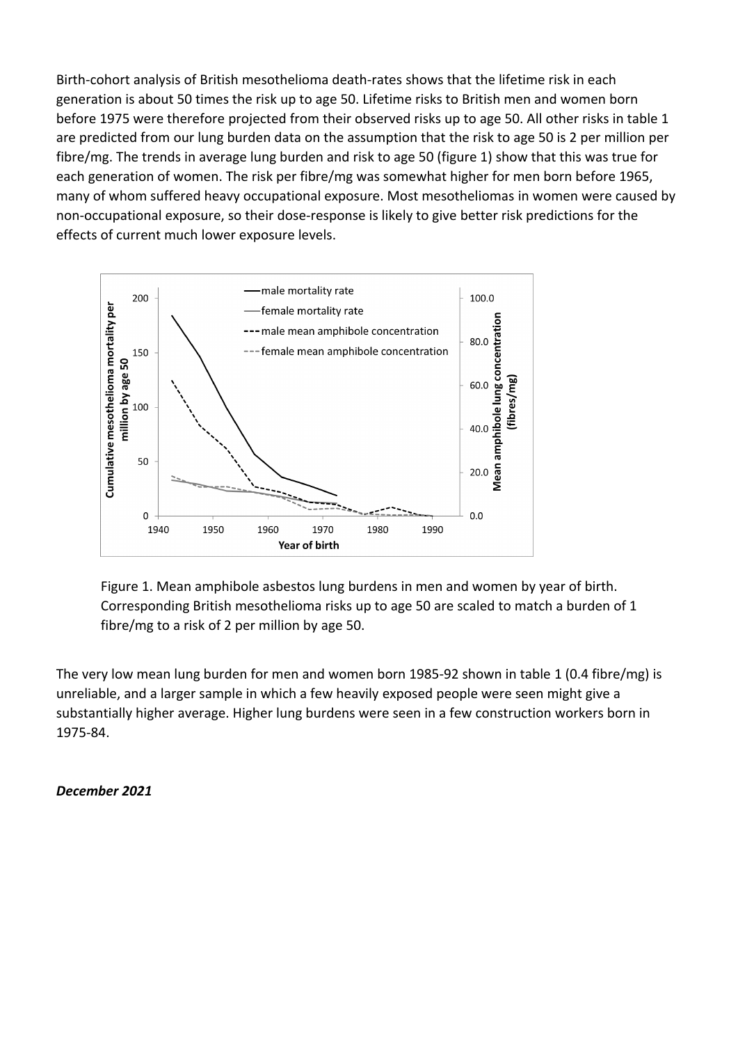Birth-cohort analysis of British mesothelioma death-rates shows that the lifetime risk in each generation is about 50 times the risk up to age 50. Lifetime risks to British men and women born before 1975 were therefore projected from their observed risks up to age 50. All other risks in table 1 are predicted from our lung burden data on the assumption that the risk to age 50 is 2 per million per fibre/mg. The trends in average lung burden and risk to age 50 (figure 1) show that this was true for each generation of women. The risk per fibre/mg was somewhat higher for men born before 1965, many of whom suffered heavy occupational exposure. Most mesotheliomas in women were caused by non-occupational exposure, so their dose-response is likely to give better risk predictions for the effects of current much lower exposure levels.

Cumulative mesothelioma mortality per million by age 50

200
150
100
50
0

Mean amphibole lung concentration (fibres/mg)

100.0
80.0
60.0
40.0
20.0
0.0

male mortality rate
female mortality rate
male mean amphibole concentration
female mean amphibole concentration

1940 1950 1960 1970 1980 1990

Year of birth

Figure 1. Mean amphibole asbestos lung burdens in men and women by year of birth. Corresponding British mesothelioma risks up to age 50 are scaled to match a burden of 1 fibre/mg to a risk of 2 per million by age 50.

The very low mean lung burden for men and women born 1985-92 shown in table 1 (0.4 fibre/mg) is unreliable, and a larger sample in which a few heavily exposed people were seen might give a substantially higher average. Higher lung burdens were seen in a few construction workers born in 1975-84.

***December 2021***